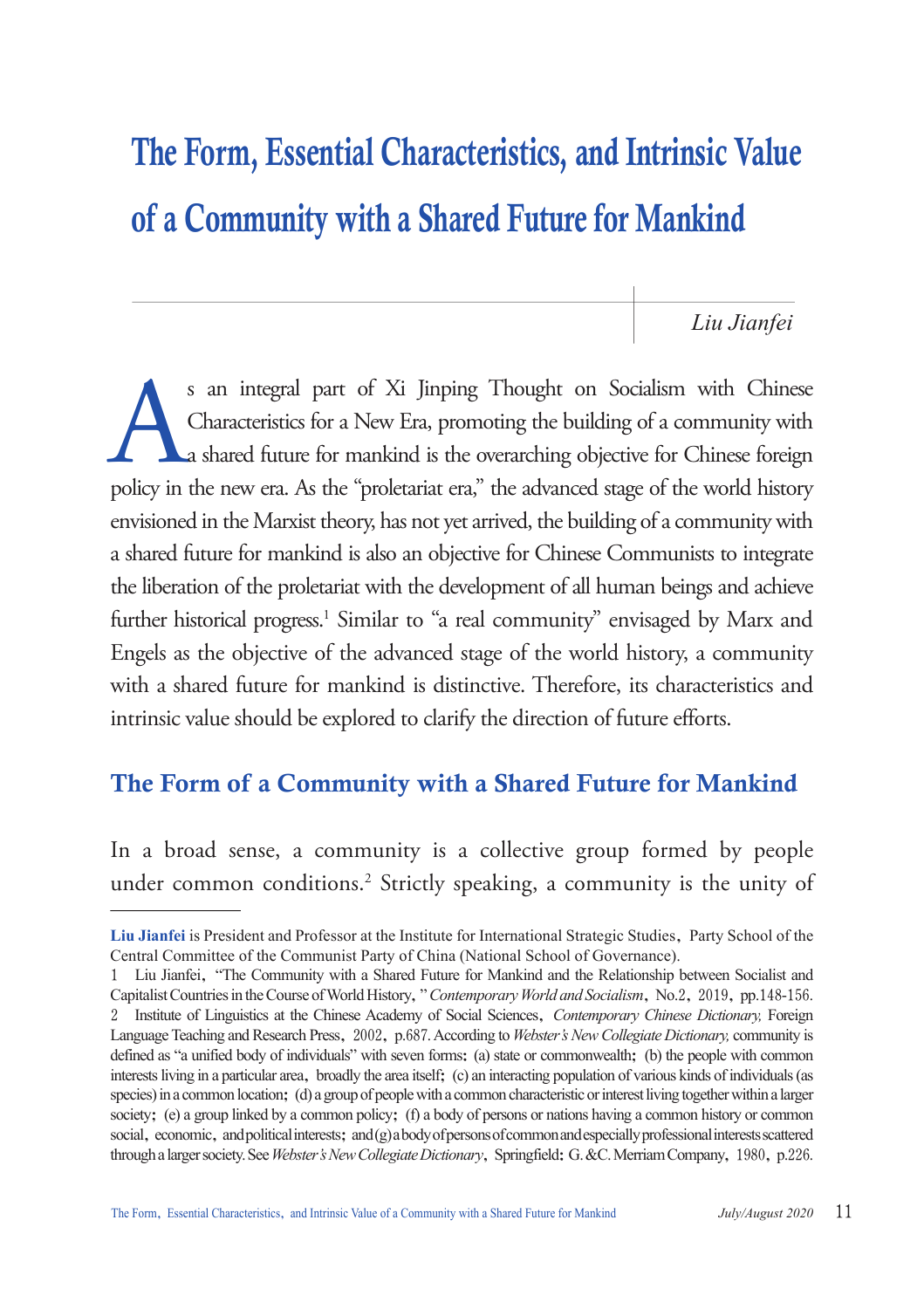# The Form, Essential Characteristics, and Intrinsic Value of a Community with a Shared Future for Mankind

*Liu Jianfei*

As an integral part of Xi Jinping Thought on Socialism with Chinese Characteristics for a New Era, promoting the building of a community with a shared future for mankind is the overarching objective for Chinese foreign policy in the new era. As the "proletariat era," the advanced stage of the world history envisioned in the Marxist theory, has not yet arrived, the building of a community with a shared future for mankind is also an objective for Chinese Communists to integrate the liberation of the proletariat with the development of all human beings and achieve further historical progress.[1] Similar to "a real community" envisaged by Marx and Engels as the objective of the advanced stage of the world history, a community with a shared future for mankind is distinctive. Therefore, its characteristics and intrinsic value should be explored to clarify the direction of future efforts.

## The Form of a Community with a Shared Future for Mankind

In a broad sense, a community is a collective group formed by people under common conditions.[2] Strictly speaking, a community is the unity of

---

**Liu Jianfei** is President and Professor at the Institute for International Strategic Studies, Party School of the Central Committee of the Communist Party of China (National School of Governance).

1 Liu Jianfei, "The Community with a Shared Future for Mankind and the Relationship between Socialist and Capitalist Countries in the Course of World History," *Contemporary World and Socialism*, No.2, 2019, pp.148-156.

2 Institute of Linguistics at the Chinese Academy of Social Sciences, *Contemporary Chinese Dictionary,* Foreign Language Teaching and Research Press, 2002, p.687. According to *Webster's New Collegiate Dictionary,* community is defined as "a unified body of individuals" with seven forms: (a) state or commonwealth; (b) the people with common interests living in a particular area, broadly the area itself; (c) an interacting population of various kinds of individuals (as species) in a common location; (d) a group of people with a common characteristic or interest living together within a larger society; (e) a group linked by a common policy; (f) a body of persons or nations having a common history or common social, economic, and political interests; and (g) a body of persons of common and especially professional interests scattered through a larger society. See *Webster's New Collegiate Dictionary*, Springfield: G. &C. Merriam Company, 1980, p.226.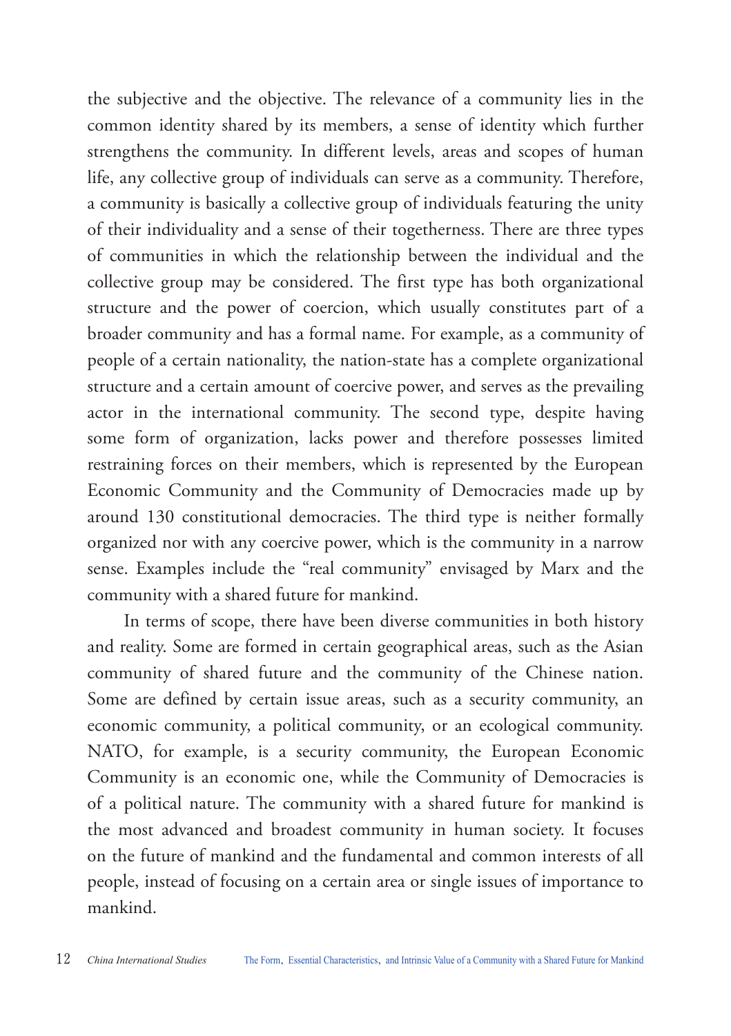the subjective and the objective. The relevance of a community lies in the common identity shared by its members, a sense of identity which further strengthens the community. In different levels, areas and scopes of human life, any collective group of individuals can serve as a community. Therefore, a community is basically a collective group of individuals featuring the unity of their individuality and a sense of their togetherness. There are three types of communities in which the relationship between the individual and the collective group may be considered. The first type has both organizational structure and the power of coercion, which usually constitutes part of a broader community and has a formal name. For example, as a community of people of a certain nationality, the nation-state has a complete organizational structure and a certain amount of coercive power, and serves as the prevailing actor in the international community. The second type, despite having some form of organization, lacks power and therefore possesses limited restraining forces on their members, which is represented by the European Economic Community and the Community of Democracies made up by around 130 constitutional democracies. The third type is neither formally organized nor with any coercive power, which is the community in a narrow sense. Examples include the "real community" envisaged by Marx and the community with a shared future for mankind.

In terms of scope, there have been diverse communities in both history and reality. Some are formed in certain geographical areas, such as the Asian community of shared future and the community of the Chinese nation. Some are defined by certain issue areas, such as a security community, an economic community, a political community, or an ecological community. NATO, for example, is a security community, the European Economic Community is an economic one, while the Community of Democracies is of a political nature. The community with a shared future for mankind is the most advanced and broadest community in human society. It focuses on the future of mankind and the fundamental and common interests of all people, instead of focusing on a certain area or single issues of importance to mankind.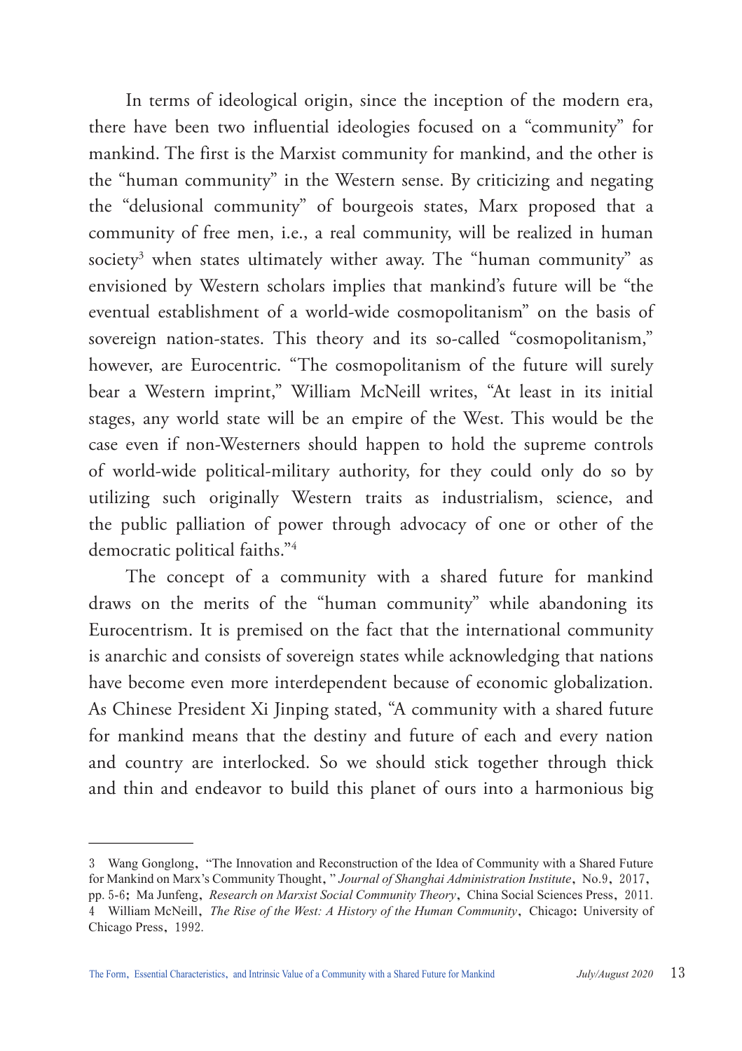In terms of ideological origin, since the inception of the modern era, there have been two influential ideologies focused on a "community" for mankind. The first is the Marxist community for mankind, and the other is the "human community" in the Western sense. By criticizing and negating the "delusional community" of bourgeois states, Marx proposed that a community of free men, i.e., a real community, will be realized in human society[3] when states ultimately wither away. The "human community" as envisioned by Western scholars implies that mankind's future will be "the eventual establishment of a world-wide cosmopolitanism" on the basis of sovereign nation-states. This theory and its so-called "cosmopolitanism," however, are Eurocentric. "The cosmopolitanism of the future will surely bear a Western imprint," William McNeill writes, "At least in its initial stages, any world state will be an empire of the West. This would be the case even if non-Westerners should happen to hold the supreme controls of world-wide political-military authority, for they could only do so by utilizing such originally Western traits as industrialism, science, and the public palliation of power through advocacy of one or other of the democratic political faiths."[4]

The concept of a community with a shared future for mankind draws on the merits of the "human community" while abandoning its Eurocentrism. It is premised on the fact that the international community is anarchic and consists of sovereign states while acknowledging that nations have become even more interdependent because of economic globalization. As Chinese President Xi Jinping stated, "A community with a shared future for mankind means that the destiny and future of each and every nation and country are interlocked. So we should stick together through thick and thin and endeavor to build this planet of ours into a harmonious big

---

3 Wang Gonglong, "The Innovation and Reconstruction of the Idea of Community with a Shared Future for Mankind on Marx's Community Thought," *Journal of Shanghai Administration Institute*, No.9, 2017, pp. 5-6; Ma Junfeng, *Research on Marxist Social Community Theory*, China Social Sciences Press, 2011.

4 William McNeill, *The Rise of the West: A History of the Human Community*, Chicago: University of Chicago Press, 1992.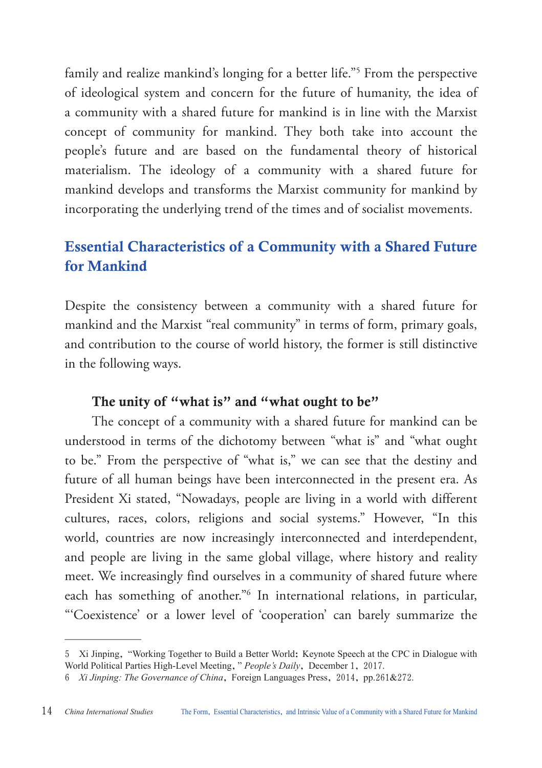family and realize mankind's longing for a better life."[5] From the perspective of ideological system and concern for the future of humanity, the idea of a community with a shared future for mankind is in line with the Marxist concept of community for mankind. They both take into account the people's future and are based on the fundamental theory of historical materialism. The ideology of a community with a shared future for mankind develops and transforms the Marxist community for mankind by incorporating the underlying trend of the times and of socialist movements.

## Essential Characteristics of a Community with a Shared Future for Mankind

Despite the consistency between a community with a shared future for mankind and the Marxist "real community" in terms of form, primary goals, and contribution to the course of world history, the former is still distinctive in the following ways.

### The unity of "what is" and "what ought to be"

The concept of a community with a shared future for mankind can be understood in terms of the dichotomy between "what is" and "what ought to be." From the perspective of "what is," we can see that the destiny and future of all human beings have been interconnected in the present era. As President Xi stated, "Nowadays, people are living in a world with different cultures, races, colors, religions and social systems." However, "In this world, countries are now increasingly interconnected and interdependent, and people are living in the same global village, where history and reality meet. We increasingly find ourselves in a community of shared future where each has something of another."[6] In international relations, in particular, "'Coexistence' or a lower level of 'cooperation' can barely summarize the

---

5 Xi Jinping, "Working Together to Build a Better World: Keynote Speech at the CPC in Dialogue with World Political Parties High-Level Meeting," *People's Daily*, December 1, 2017.

6 *Xi Jinping: The Governance of China*, Foreign Languages Press, 2014, pp.261&272.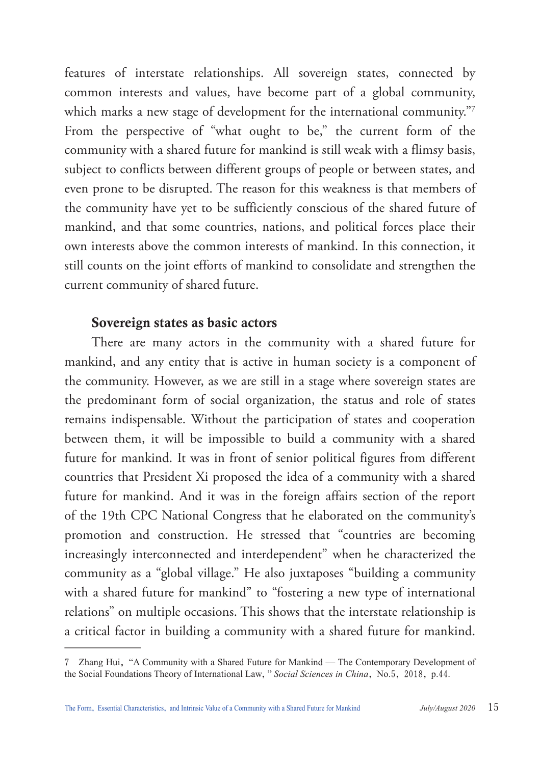features of interstate relationships. All sovereign states, connected by common interests and values, have become part of a global community, which marks a new stage of development for the international community."[7] From the perspective of "what ought to be," the current form of the community with a shared future for mankind is still weak with a flimsy basis, subject to conflicts between different groups of people or between states, and even prone to be disrupted. The reason for this weakness is that members of the community have yet to be sufficiently conscious of the shared future of mankind, and that some countries, nations, and political forces place their own interests above the common interests of mankind. In this connection, it still counts on the joint efforts of mankind to consolidate and strengthen the current community of shared future.

### Sovereign states as basic actors

There are many actors in the community with a shared future for mankind, and any entity that is active in human society is a component of the community. However, as we are still in a stage where sovereign states are the predominant form of social organization, the status and role of states remains indispensable. Without the participation of states and cooperation between them, it will be impossible to build a community with a shared future for mankind. It was in front of senior political figures from different countries that President Xi proposed the idea of a community with a shared future for mankind. And it was in the foreign affairs section of the report of the 19th CPC National Congress that he elaborated on the community's promotion and construction. He stressed that "countries are becoming increasingly interconnected and interdependent" when he characterized the community as a "global village." He also juxtaposes "building a community with a shared future for mankind" to "fostering a new type of international relations" on multiple occasions. This shows that the interstate relationship is a critical factor in building a community with a shared future for mankind.

---

7 Zhang Hui, "A Community with a Shared Future for Mankind — The Contemporary Development of the Social Foundations Theory of International Law, " *Social Sciences in China*, No.5, 2018, p.44.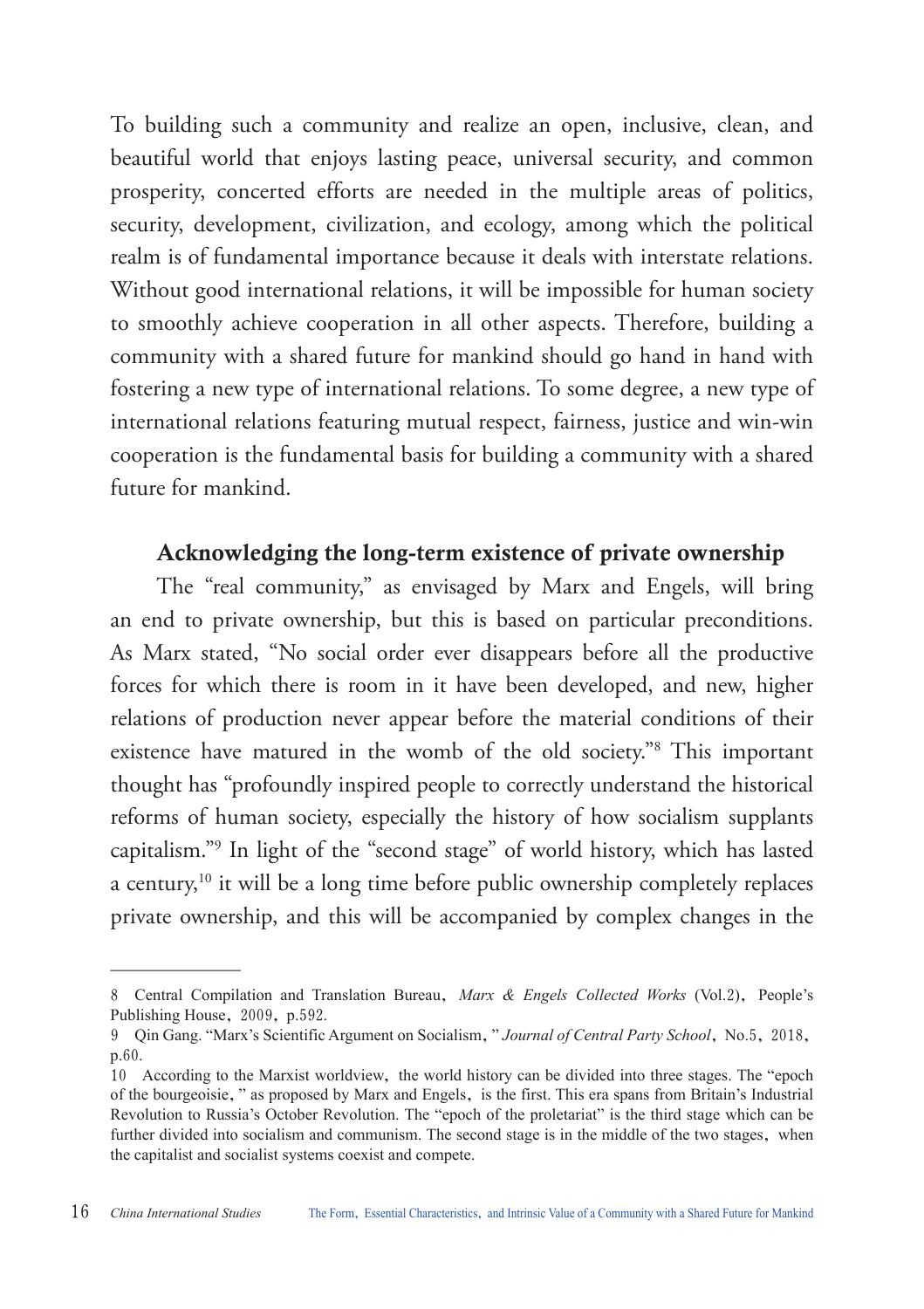To building such a community and realize an open, inclusive, clean, and beautiful world that enjoys lasting peace, universal security, and common prosperity, concerted efforts are needed in the multiple areas of politics, security, development, civilization, and ecology, among which the political realm is of fundamental importance because it deals with interstate relations. Without good international relations, it will be impossible for human society to smoothly achieve cooperation in all other aspects. Therefore, building a community with a shared future for mankind should go hand in hand with fostering a new type of international relations. To some degree, a new type of international relations featuring mutual respect, fairness, justice and win-win cooperation is the fundamental basis for building a community with a shared future for mankind.

### Acknowledging the long-term existence of private ownership

The "real community," as envisaged by Marx and Engels, will bring an end to private ownership, but this is based on particular preconditions. As Marx stated, "No social order ever disappears before all the productive forces for which there is room in it have been developed, and new, higher relations of production never appear before the material conditions of their existence have matured in the womb of the old society."[8] This important thought has "profoundly inspired people to correctly understand the historical reforms of human society, especially the history of how socialism supplants capitalism."[9] In light of the "second stage" of world history, which has lasted a century,[10] it will be a long time before public ownership completely replaces private ownership, and this will be accompanied by complex changes in the

---

8 Central Compilation and Translation Bureau, *Marx & Engels Collected Works* (Vol.2), People's Publishing House, 2009, p.592.

9 Qin Gang. "Marx's Scientific Argument on Socialism," *Journal of Central Party School*, No.5, 2018, p.60.

10 According to the Marxist worldview, the world history can be divided into three stages. The "epoch of the bourgeoisie," as proposed by Marx and Engels, is the first. This era spans from Britain's Industrial Revolution to Russia's October Revolution. The "epoch of the proletariat" is the third stage which can be further divided into socialism and communism. The second stage is in the middle of the two stages, when the capitalist and socialist systems coexist and compete.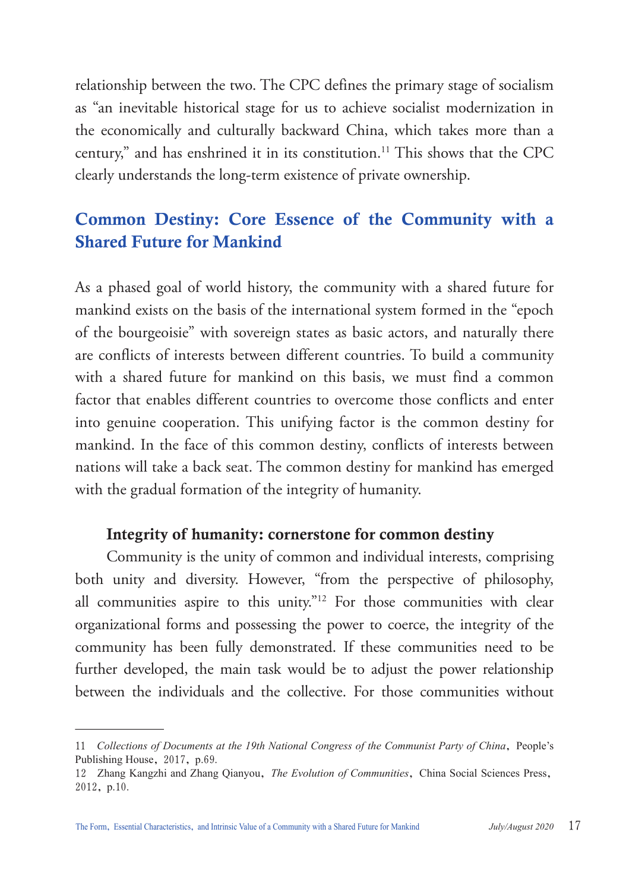relationship between the two. The CPC defines the primary stage of socialism as "an inevitable historical stage for us to achieve socialist modernization in the economically and culturally backward China, which takes more than a century," and has enshrined it in its constitution.[11] This shows that the CPC clearly understands the long-term existence of private ownership.

## Common Destiny: Core Essence of the Community with a Shared Future for Mankind

As a phased goal of world history, the community with a shared future for mankind exists on the basis of the international system formed in the "epoch of the bourgeoisie" with sovereign states as basic actors, and naturally there are conflicts of interests between different countries. To build a community with a shared future for mankind on this basis, we must find a common factor that enables different countries to overcome those conflicts and enter into genuine cooperation. This unifying factor is the common destiny for mankind. In the face of this common destiny, conflicts of interests between nations will take a back seat. The common destiny for mankind has emerged with the gradual formation of the integrity of humanity.

### Integrity of humanity: cornerstone for common destiny

Community is the unity of common and individual interests, comprising both unity and diversity. However, "from the perspective of philosophy, all communities aspire to this unity."[12] For those communities with clear organizational forms and possessing the power to coerce, the integrity of the community has been fully demonstrated. If these communities need to be further developed, the main task would be to adjust the power relationship between the individuals and the collective. For those communities without

---

11 *Collections of Documents at the 19th National Congress of the Communist Party of China*, People's Publishing House, 2017, p.69.

12 Zhang Kangzhi and Zhang Qianyou, *The Evolution of Communities*, China Social Sciences Press, 2012, p.10.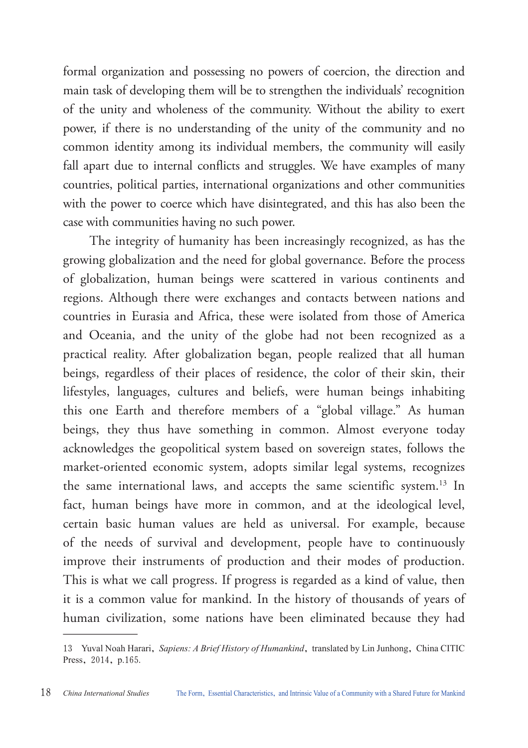formal organization and possessing no powers of coercion, the direction and main task of developing them will be to strengthen the individuals' recognition of the unity and wholeness of the community. Without the ability to exert power, if there is no understanding of the unity of the community and no common identity among its individual members, the community will easily fall apart due to internal conflicts and struggles. We have examples of many countries, political parties, international organizations and other communities with the power to coerce which have disintegrated, and this has also been the case with communities having no such power.

The integrity of humanity has been increasingly recognized, as has the growing globalization and the need for global governance. Before the process of globalization, human beings were scattered in various continents and regions. Although there were exchanges and contacts between nations and countries in Eurasia and Africa, these were isolated from those of America and Oceania, and the unity of the globe had not been recognized as a practical reality. After globalization began, people realized that all human beings, regardless of their places of residence, the color of their skin, their lifestyles, languages, cultures and beliefs, were human beings inhabiting this one Earth and therefore members of a "global village." As human beings, they thus have something in common. Almost everyone today acknowledges the geopolitical system based on sovereign states, follows the market-oriented economic system, adopts similar legal systems, recognizes the same international laws, and accepts the same scientific system.[13] In fact, human beings have more in common, and at the ideological level, certain basic human values are held as universal. For example, because of the needs of survival and development, people have to continuously improve their instruments of production and their modes of production. This is what we call progress. If progress is regarded as a kind of value, then it is a common value for mankind. In the history of thousands of years of human civilization, some nations have been eliminated because they had

---

13 Yuval Noah Harari, *Sapiens: A Brief History of Humankind*, translated by Lin Junhong, China CITIC Press, 2014, p.165.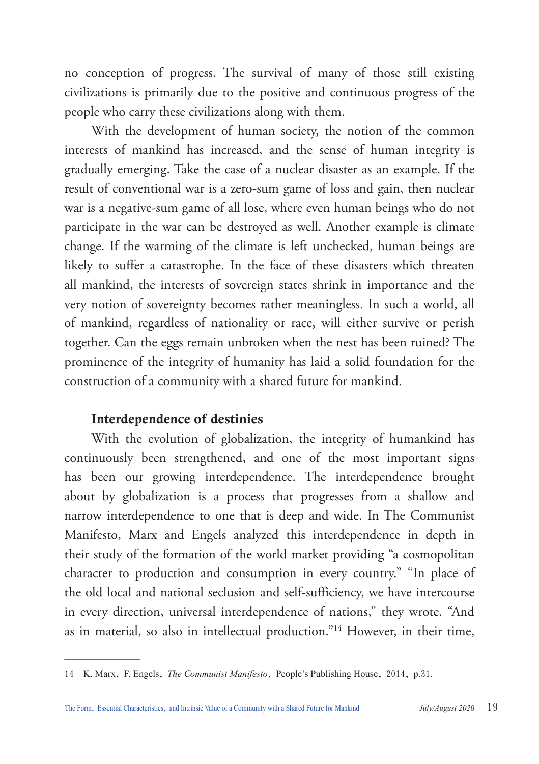no conception of progress. The survival of many of those still existing civilizations is primarily due to the positive and continuous progress of the people who carry these civilizations along with them.

With the development of human society, the notion of the common interests of mankind has increased, and the sense of human integrity is gradually emerging. Take the case of a nuclear disaster as an example. If the result of conventional war is a zero-sum game of loss and gain, then nuclear war is a negative-sum game of all lose, where even human beings who do not participate in the war can be destroyed as well. Another example is climate change. If the warming of the climate is left unchecked, human beings are likely to suffer a catastrophe. In the face of these disasters which threaten all mankind, the interests of sovereign states shrink in importance and the very notion of sovereignty becomes rather meaningless. In such a world, all of mankind, regardless of nationality or race, will either survive or perish together. Can the eggs remain unbroken when the nest has been ruined? The prominence of the integrity of humanity has laid a solid foundation for the construction of a community with a shared future for mankind.

### Interdependence of destinies

With the evolution of globalization, the integrity of humankind has continuously been strengthened, and one of the most important signs has been our growing interdependence. The interdependence brought about by globalization is a process that progresses from a shallow and narrow interdependence to one that is deep and wide. In The Communist Manifesto, Marx and Engels analyzed this interdependence in depth in their study of the formation of the world market providing "a cosmopolitan character to production and consumption in every country." "In place of the old local and national seclusion and self-sufficiency, we have intercourse in every direction, universal interdependence of nations," they wrote. "And as in material, so also in intellectual production."[14] However, in their time,

---

14 K. Marx, F. Engels, *The Communist Manifesto*, People's Publishing House, 2014, p.31.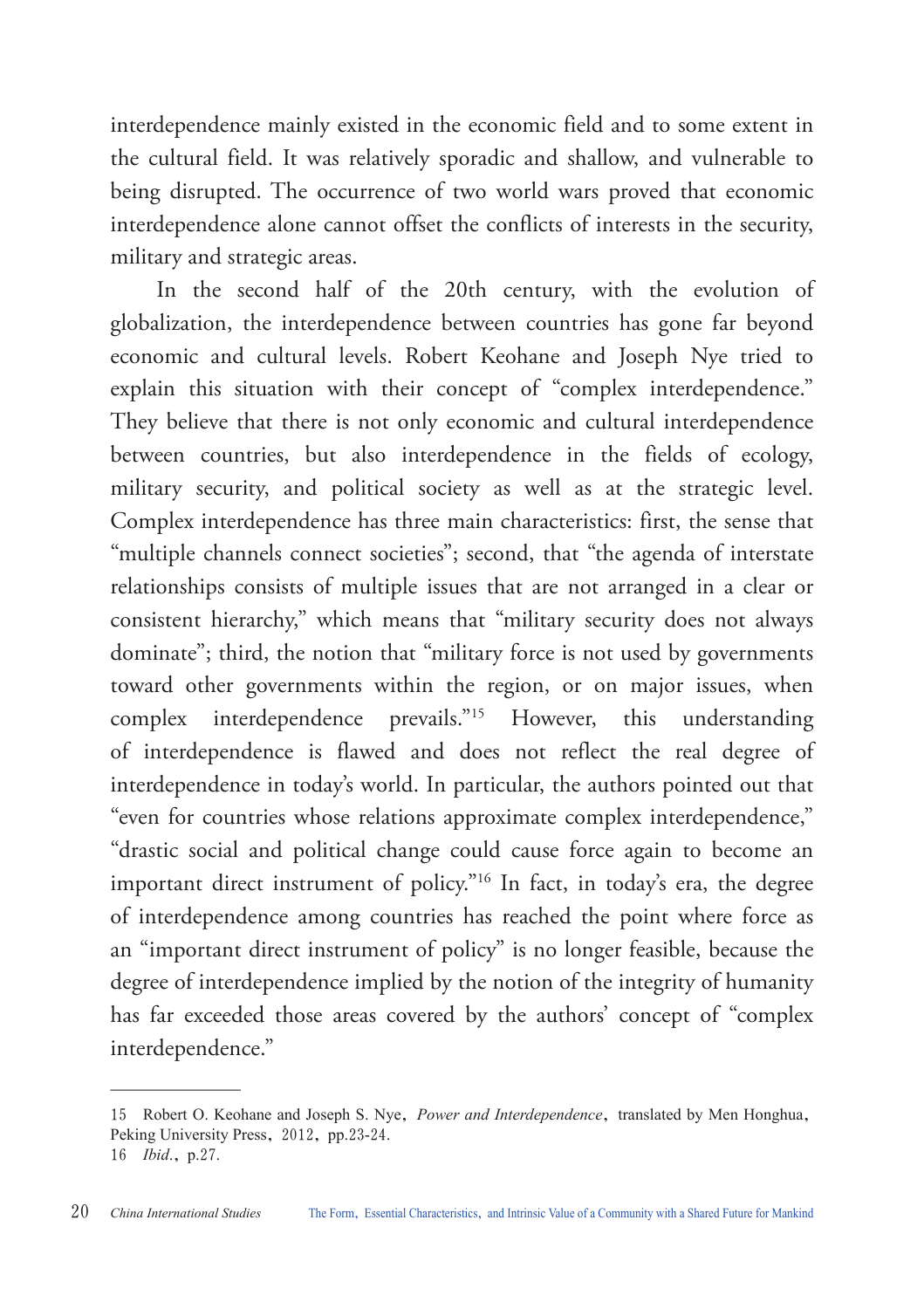interdependence mainly existed in the economic field and to some extent in the cultural field. It was relatively sporadic and shallow, and vulnerable to being disrupted. The occurrence of two world wars proved that economic interdependence alone cannot offset the conflicts of interests in the security, military and strategic areas.

In the second half of the 20th century, with the evolution of globalization, the interdependence between countries has gone far beyond economic and cultural levels. Robert Keohane and Joseph Nye tried to explain this situation with their concept of "complex interdependence." They believe that there is not only economic and cultural interdependence between countries, but also interdependence in the fields of ecology, military security, and political society as well as at the strategic level. Complex interdependence has three main characteristics: first, the sense that "multiple channels connect societies"; second, that "the agenda of interstate relationships consists of multiple issues that are not arranged in a clear or consistent hierarchy," which means that "military security does not always dominate"; third, the notion that "military force is not used by governments toward other governments within the region, or on major issues, when complex interdependence prevails."[15] However, this understanding of interdependence is flawed and does not reflect the real degree of interdependence in today's world. In particular, the authors pointed out that "even for countries whose relations approximate complex interdependence," "drastic social and political change could cause force again to become an important direct instrument of policy."[16] In fact, in today's era, the degree of interdependence among countries has reached the point where force as an "important direct instrument of policy" is no longer feasible, because the degree of interdependence implied by the notion of the integrity of humanity has far exceeded those areas covered by the authors' concept of "complex interdependence."

---

15 Robert O. Keohane and Joseph S. Nye, *Power and Interdependence*, translated by Men Honghua, Peking University Press, 2012, pp.23-24.

16 *Ibid.*, p.27.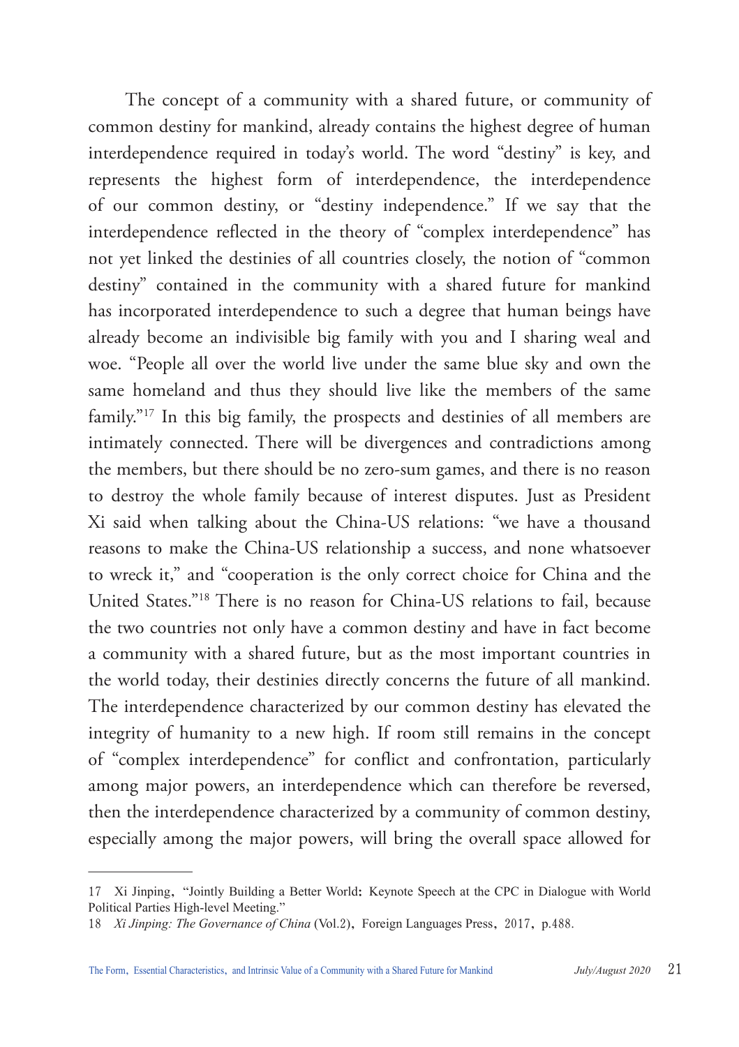The concept of a community with a shared future, or community of common destiny for mankind, already contains the highest degree of human interdependence required in today's world. The word "destiny" is key, and represents the highest form of interdependence, the interdependence of our common destiny, or "destiny independence." If we say that the interdependence reflected in the theory of "complex interdependence" has not yet linked the destinies of all countries closely, the notion of "common destiny" contained in the community with a shared future for mankind has incorporated interdependence to such a degree that human beings have already become an indivisible big family with you and I sharing weal and woe. "People all over the world live under the same blue sky and own the same homeland and thus they should live like the members of the same family."[17] In this big family, the prospects and destinies of all members are intimately connected. There will be divergences and contradictions among the members, but there should be no zero-sum games, and there is no reason to destroy the whole family because of interest disputes. Just as President Xi said when talking about the China-US relations: "we have a thousand reasons to make the China-US relationship a success, and none whatsoever to wreck it," and "cooperation is the only correct choice for China and the United States."[18] There is no reason for China-US relations to fail, because the two countries not only have a common destiny and have in fact become a community with a shared future, but as the most important countries in the world today, their destinies directly concerns the future of all mankind. The interdependence characterized by our common destiny has elevated the integrity of humanity to a new high. If room still remains in the concept of "complex interdependence" for conflict and confrontation, particularly among major powers, an interdependence which can therefore be reversed, then the interdependence characterized by a community of common destiny, especially among the major powers, will bring the overall space allowed for

---

17 Xi Jinping, "Jointly Building a Better World: Keynote Speech at the CPC in Dialogue with World Political Parties High-level Meeting."

18 *Xi Jinping: The Governance of China* (Vol.2), Foreign Languages Press, 2017, p.488.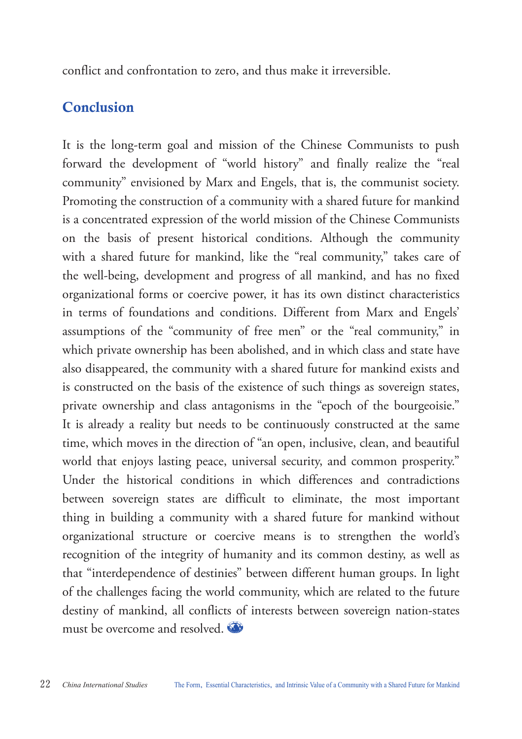conflict and confrontation to zero, and thus make it irreversible.

## Conclusion

It is the long-term goal and mission of the Chinese Communists to push forward the development of "world history" and finally realize the "real community" envisioned by Marx and Engels, that is, the communist society. Promoting the construction of a community with a shared future for mankind is a concentrated expression of the world mission of the Chinese Communists on the basis of present historical conditions. Although the community with a shared future for mankind, like the "real community," takes care of the well-being, development and progress of all mankind, and has no fixed organizational forms or coercive power, it has its own distinct characteristics in terms of foundations and conditions. Different from Marx and Engels' assumptions of the "community of free men" or the "real community," in which private ownership has been abolished, and in which class and state have also disappeared, the community with a shared future for mankind exists and is constructed on the basis of the existence of such things as sovereign states, private ownership and class antagonisms in the "epoch of the bourgeoisie." It is already a reality but needs to be continuously constructed at the same time, which moves in the direction of "an open, inclusive, clean, and beautiful world that enjoys lasting peace, universal security, and common prosperity." Under the historical conditions in which differences and contradictions between sovereign states are difficult to eliminate, the most important thing in building a community with a shared future for mankind without organizational structure or coercive means is to strengthen the world's recognition of the integrity of humanity and its common destiny, as well as that "interdependence of destinies" between different human groups. In light of the challenges facing the world community, which are related to the future destiny of mankind, all conflicts of interests between sovereign nation-states must be overcome and resolved.